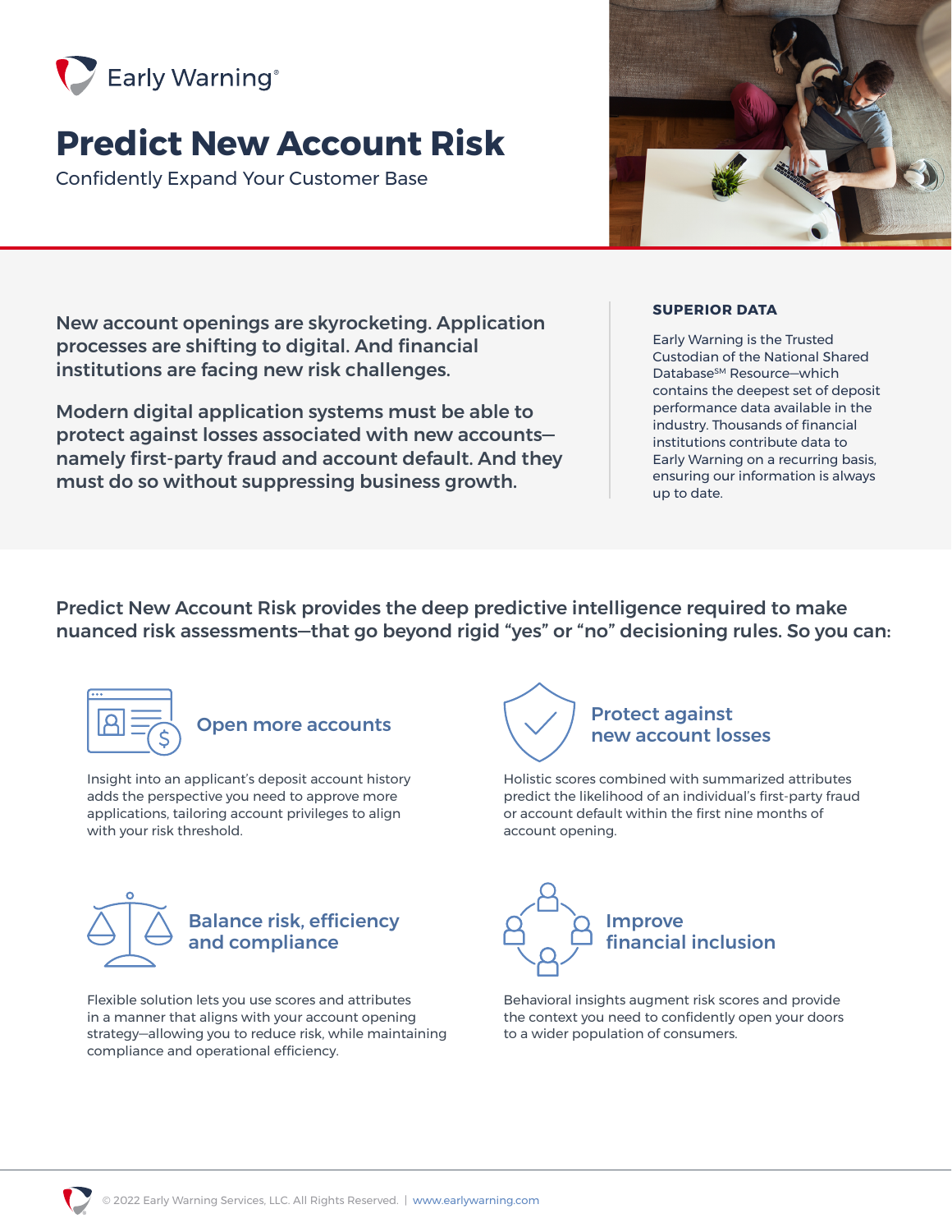Early Warning®

# Predict New Account Risk

Confidently Expand Your Customer Base

**New account openings are skyrocketing. Application processes are shifting to digital. And financial institutions are facing new risk challenges.**

**Modern digital application systems must be able to protect against losses associated with new accounts—namely first-party fraud and account default. And they must do so without suppressing business growth.**

### SUPERIOR DATA

Early Warning is the Trusted Custodian of the National Shared Database℠ Resource—which contains the deepest set of deposit performance data available in the industry. Thousands of financial institutions contribute data to Early Warning on a recurring basis, ensuring our information is always up to date.

**Predict New Account Risk provides the deep predictive intelligence required to make nuanced risk assessments—that go beyond rigid "yes" or "no" decisioning rules. So you can:**

### Open more accounts

Insight into an applicant's deposit account history adds the perspective you need to approve more applications, tailoring account privileges to align with your risk threshold.

### Protect against new account losses

Holistic scores combined with summarized attributes predict the likelihood of an individual's first-party fraud or account default within the first nine months of account opening.

### Balance risk, efficiency and compliance

Flexible solution lets you use scores and attributes in a manner that aligns with your account opening strategy—allowing you to reduce risk, while maintaining compliance and operational efficiency.

### Improve financial inclusion

Behavioral insights augment risk scores and provide the context you need to confidently open your doors to a wider population of consumers.

© 2022 Early Warning Services, LLC. All Rights Reserved. | www.earlywarning.com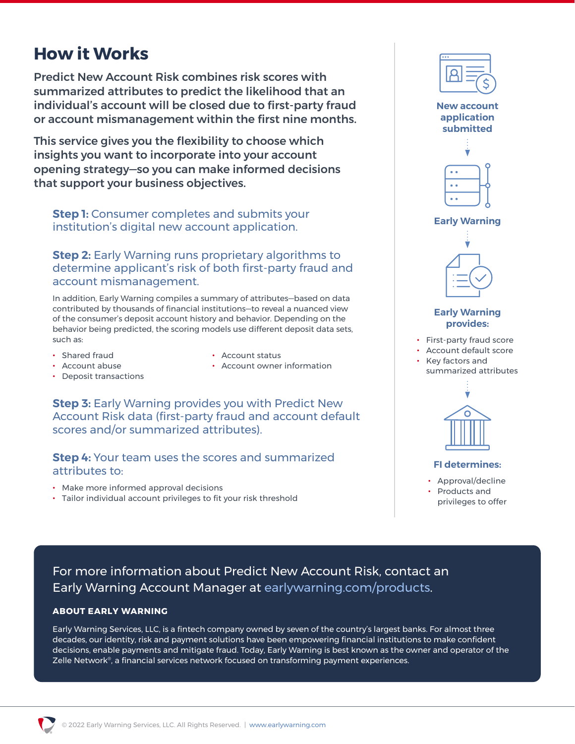# How it Works

**Predict New Account Risk combines risk scores with summarized attributes to predict the likelihood that an individual's account will be closed due to first-party fraud or account mismanagement within the first nine months.**

**This service gives you the flexibility to choose which insights you want to incorporate into your account opening strategy—so you can make informed decisions that support your business objectives.**

**Step 1:** Consumer completes and submits your institution's digital new account application.

**Step 2:** Early Warning runs proprietary algorithms to determine applicant's risk of both first-party fraud and account mismanagement.

In addition, Early Warning compiles a summary of attributes—based on data contributed by thousands of financial institutions—to reveal a nuanced view of the consumer's deposit account history and behavior. Depending on the behavior being predicted, the scoring models use different deposit data sets, such as:

- Shared fraud
- Account abuse
- Deposit transactions
- Account status
- Account owner information

**Step 3:** Early Warning provides you with Predict New Account Risk data (first-party fraud and account default scores and/or summarized attributes).

**Step 4:** Your team uses the scores and summarized attributes to:

- Make more informed approval decisions
- Tailor individual account privileges to fit your risk threshold

**New account application submitted**

**Early Warning**

**Early Warning provides:**

- First-party fraud score
- Account default score
- Key factors and summarized attributes

**FI determines:**

- Approval/decline
- Products and privileges to offer

For more information about Predict New Account Risk, contact an Early Warning Account Manager at earlywarning.com/products.

**ABOUT EARLY WARNING**

Early Warning Services, LLC, is a fintech company owned by seven of the country's largest banks. For almost three decades, our identity, risk and payment solutions have been empowering financial institutions to make confident decisions, enable payments and mitigate fraud. Today, Early Warning is best known as the owner and operator of the Zelle Network®, a financial services network focused on transforming payment experiences.

© 2022 Early Warning Services, LLC. All Rights Reserved. | www.earlywarning.com